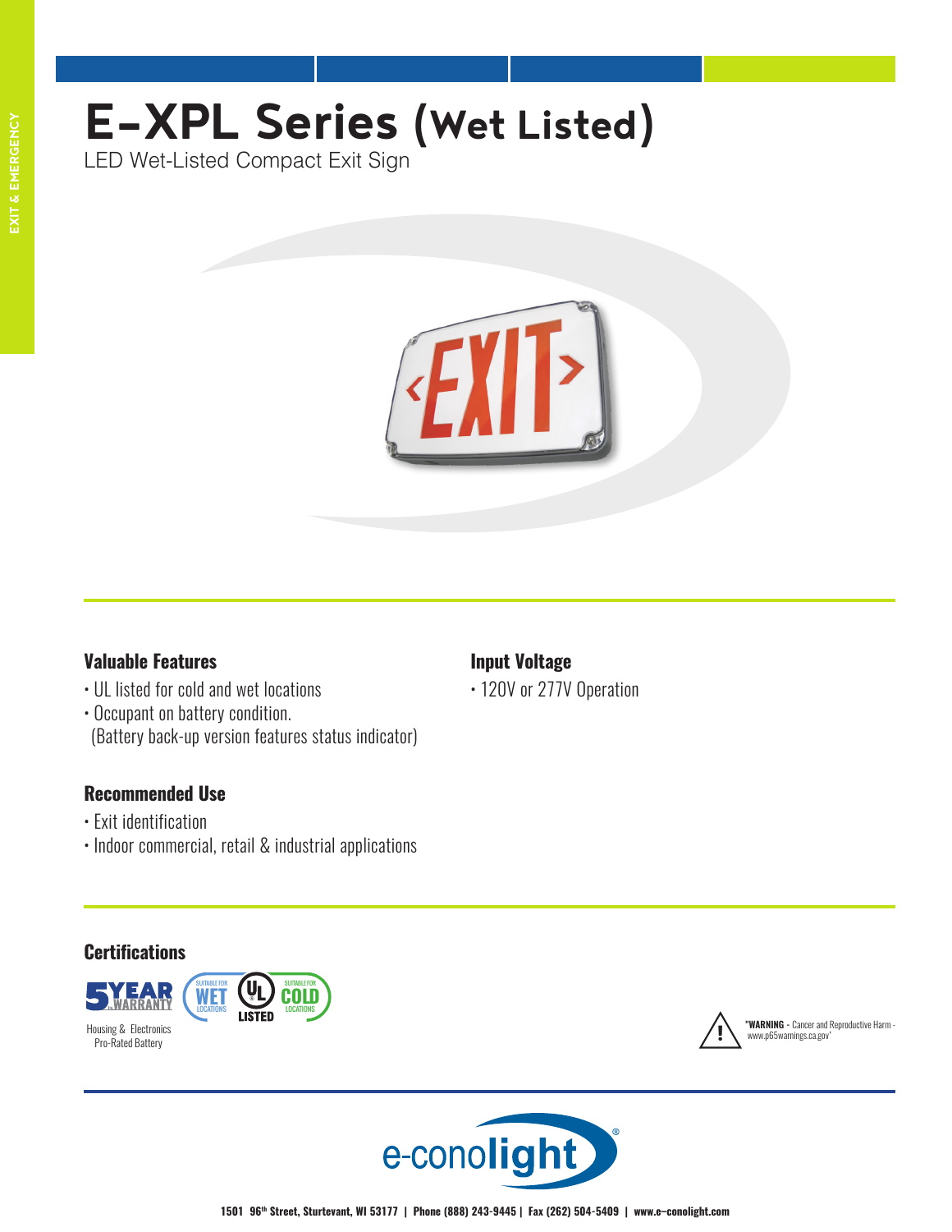# E-XPL Series (Wet Listed)

LED Wet-Listed Compact Exit Sign

### Valuable Features

- UL listed for cold and wet locations
- Occupant on battery condition. (Battery back-up version features status indicator)

### Recommended Use

- Exit identification
- Indoor commercial, retail & industrial applications

### Input Voltage

- 120V or 277V Operation

### Certifications

5 YEAR WARRANTY
Housing & Electronics
Pro-Rated Battery

SUITABLE FOR WET LOCATIONS — UL LISTED — SUITABLE FOR COLD LOCATIONS

"**WARNING** - Cancer and Reproductive Harm - www.p65warnings.ca.gov"

e-conolight®

1501 96th Street, Sturtevant, WI 53177 | Phone (888) 243-9445 | Fax (262) 504-5409 | www.e-conolight.com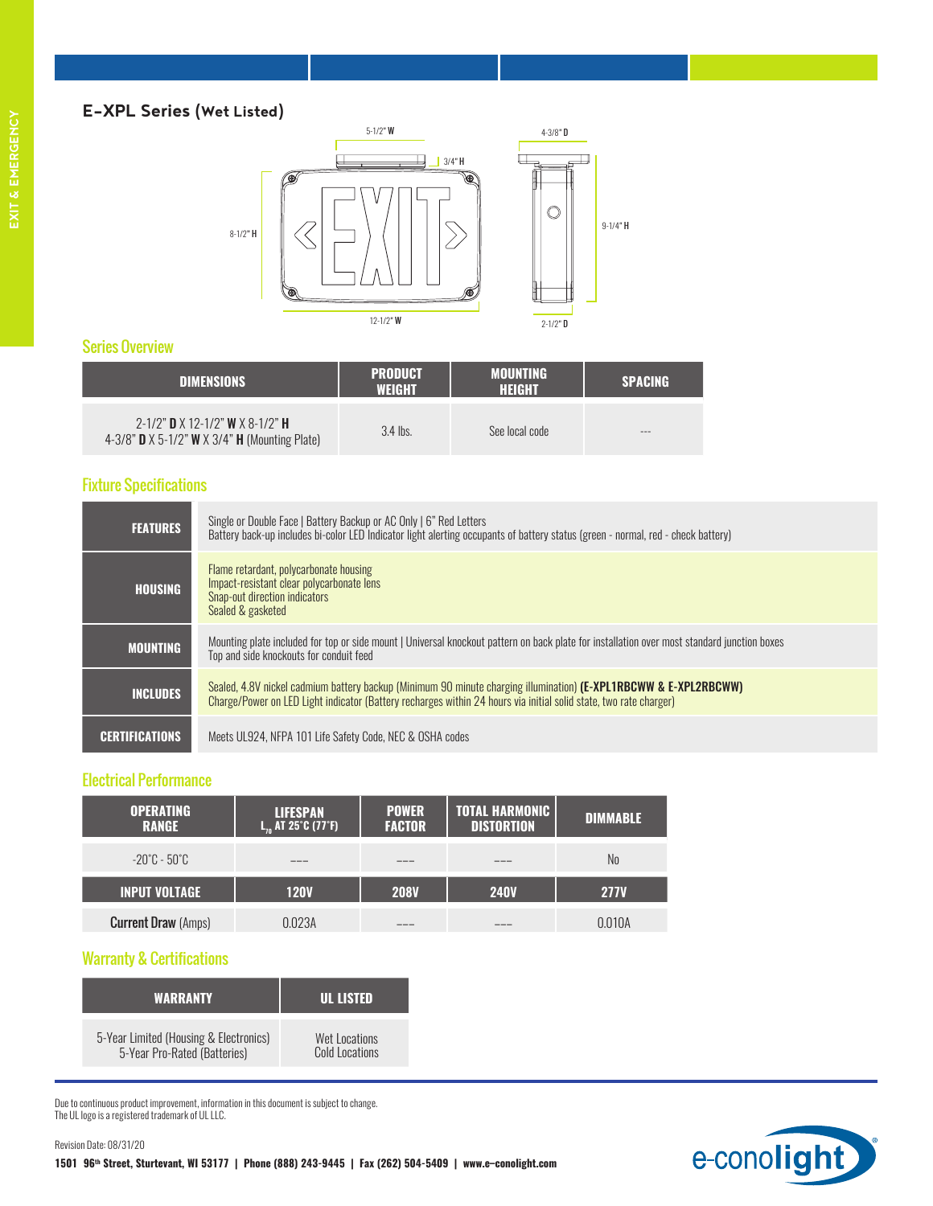## E-XPL Series (Wet Listed)

5-1/2" **W**

3/4" **H**

4-3/8" **D**

8-1/2" **H**

9-1/4" **H**

12-1/2" **W**

2-1/2" **D**

### Series Overview

| DIMENSIONS | PRODUCT WEIGHT | MOUNTING HEIGHT | SPACING |
|---|---|---|---|
| 2-1/2" **D** X 12-1/2" **W** X 8-1/2" **H**<br>4-3/8" **D** X 5-1/2" **W** X 3/4" **H** (Mounting Plate) | 3.4 lbs. | See local code | --- |

### Fixture Specifications

| | |
|---|---|
| **FEATURES** | Single or Double Face \| Battery Backup or AC Only \| 6" Red Letters<br>Battery back-up includes bi-color LED Indicator light alerting occupants of battery status (green - normal, red - check battery) |
| **HOUSING** | Flame retardant, polycarbonate housing<br>Impact-resistant clear polycarbonate lens<br>Snap-out direction indicators<br>Sealed & gasketed |
| **MOUNTING** | Mounting plate included for top or side mount \| Universal knockout pattern on back plate for installation over most standard junction boxes<br>Top and side knockouts for conduit feed |
| **INCLUDES** | Sealed, 4.8V nickel cadmium battery backup (Minimum 90 minute charging illumination) **(E-XPL1RBCWW & E-XPL2RBCWW)**<br>Charge/Power on LED Light indicator (Battery recharges within 24 hours via initial solid state, two rate charger) |
| **CERTIFICATIONS** | Meets UL924, NFPA 101 Life Safety Code, NEC & OSHA codes |

### Electrical Performance

| OPERATING RANGE | LIFESPAN $L_{70}$ AT 25°C (77°F) | POWER FACTOR | TOTAL HARMONIC DISTORTION | DIMMABLE |
|---|---|---|---|---|
| -20°C - 50°C | --- | --- | --- | No |
| **INPUT VOLTAGE** | **120V** | **208V** | **240V** | **277V** |
| **Current Draw** (Amps) | 0.023A | --- | --- | 0.010A |

### Warranty & Certifications

| WARRANTY | UL LISTED |
|---|---|
| 5-Year Limited (Housing & Electronics)<br>5-Year Pro-Rated (Batteries) | Wet Locations<br>Cold Locations |

Due to continuous product improvement, information in this document is subject to change.
The UL logo is a registered trademark of UL LLC.

Revision Date: 08/31/20

**1501 96th Street, Sturtevant, WI 53177 | Phone (888) 243-9445 | Fax (262) 504-5409 | www.e-conolight.com**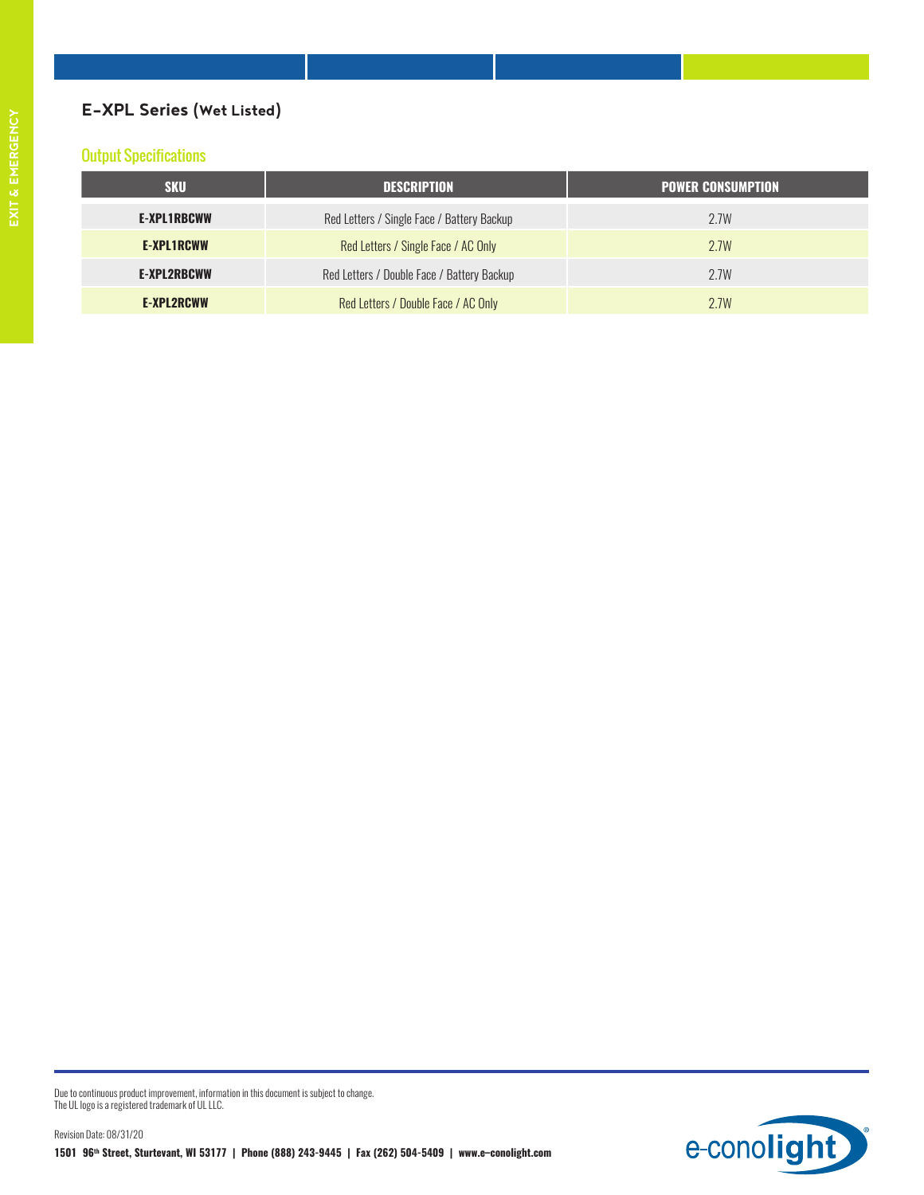## E-XPL Series (Wet Listed)

### Output Specifications

| SKU | DESCRIPTION | POWER CONSUMPTION |
|---|---|---|
| **E-XPL1RBCWW** | Red Letters / Single Face / Battery Backup | 2.7W |
| **E-XPL1RCWW** | Red Letters / Single Face / AC Only | 2.7W |
| **E-XPL2RBCWW** | Red Letters / Double Face / Battery Backup | 2.7W |
| **E-XPL2RCWW** | Red Letters / Double Face / AC Only | 2.7W |

Due to continuous product improvement, information in this document is subject to change.
The UL logo is a registered trademark of UL LLC.

Revision Date: 08/31/20

**1501 96th Street, Sturtevant, WI 53177 | Phone (888) 243-9445 | Fax (262) 504-5409 | www.e-conolight.com**